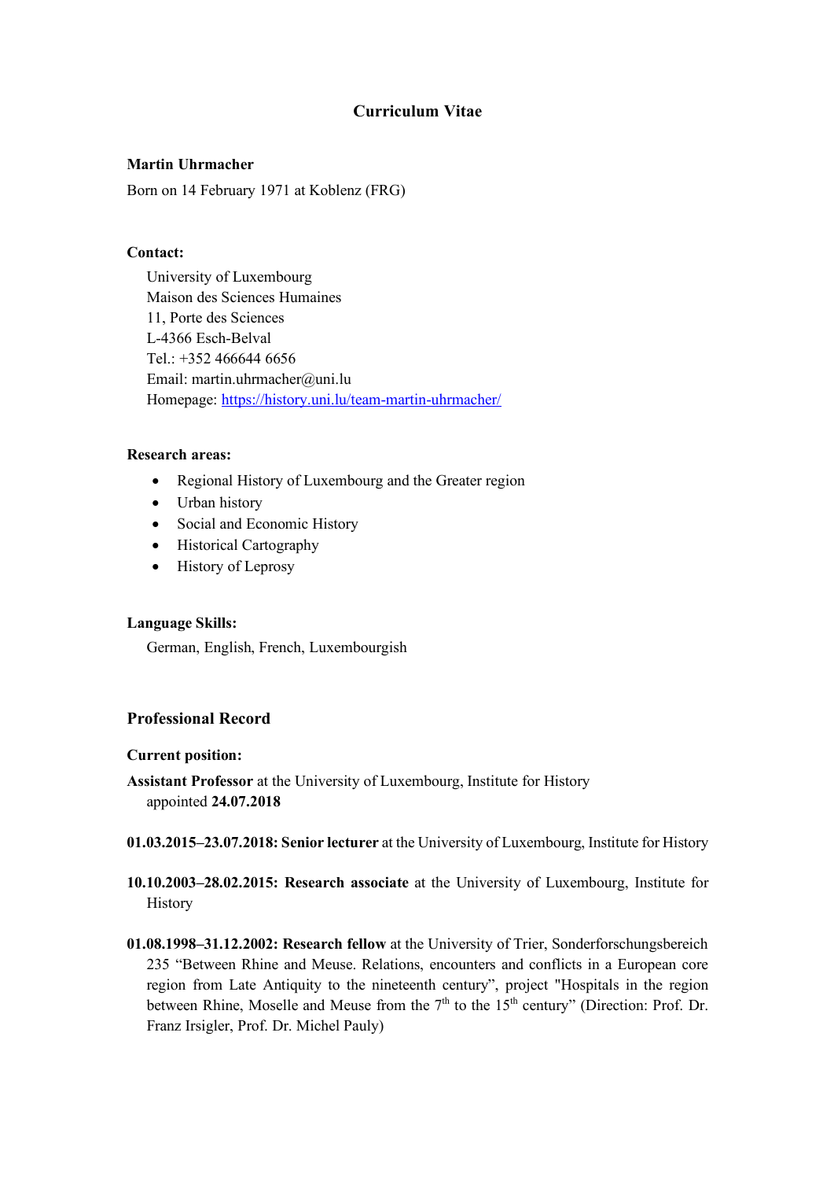# Curriculum Vitae

**Martin Uhrmacher**

Born on 14 February 1971 at Koblenz (FRG)

**Contact:**

University of Luxembourg
Maison des Sciences Humaines
11, Porte des Sciences
L-4366 Esch-Belval
Tel.: +352 466644 6656
Email: martin.uhrmacher@uni.lu
Homepage: https://history.uni.lu/team-martin-uhrmacher/

**Research areas:**

- Regional History of Luxembourg and the Greater region
- Urban history
- Social and Economic History
- Historical Cartography
- History of Leprosy

**Language Skills:**

German, English, French, Luxembourgish

## Professional Record

**Current position:**

**Assistant Professor** at the University of Luxembourg, Institute for History
appointed **24.07.2018**

**01.03.2015–23.07.2018: Senior lecturer** at the University of Luxembourg, Institute for History

**10.10.2003–28.02.2015: Research associate** at the University of Luxembourg, Institute for History

**01.08.1998–31.12.2002: Research fellow** at the University of Trier, Sonderforschungsbereich 235 "Between Rhine and Meuse. Relations, encounters and conflicts in a European core region from Late Antiquity to the nineteenth century", project "Hospitals in the region between Rhine, Moselle and Meuse from the 7th to the 15th century" (Direction: Prof. Dr. Franz Irsigler, Prof. Dr. Michel Pauly)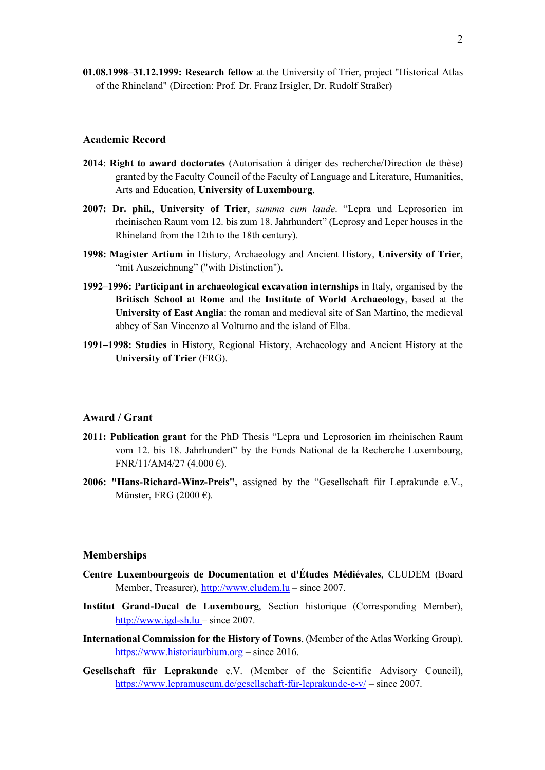**01.08.1998–31.12.1999: Research fellow** at the University of Trier, project "Historical Atlas of the Rhineland" (Direction: Prof. Dr. Franz Irsigler, Dr. Rudolf Straßer)

## Academic Record

**2014**: **Right to award doctorates** (Autorisation à diriger des recherche/Direction de thèse) granted by the Faculty Council of the Faculty of Language and Literature, Humanities, Arts and Education, **University of Luxembourg**.

**2007: Dr. phil.**, **University of Trier**, *summa cum laude*. "Lepra und Leprosorien im rheinischen Raum vom 12. bis zum 18. Jahrhundert" (Leprosy and Leper houses in the Rhineland from the 12th to the 18th century).

**1998: Magister Artium** in History, Archaeology and Ancient History, **University of Trier**, "mit Auszeichnung" ("with Distinction").

**1992–1996: Participant in archaeological excavation internships** in Italy, organised by the **Britisch School at Rome** and the **Institute of World Archaeology**, based at the **University of East Anglia**: the roman and medieval site of San Martino, the medieval abbey of San Vincenzo al Volturno and the island of Elba.

**1991–1998: Studies** in History, Regional History, Archaeology and Ancient History at the **University of Trier** (FRG).

## Award / Grant

**2011: Publication grant** for the PhD Thesis "Lepra und Leprosorien im rheinischen Raum vom 12. bis 18. Jahrhundert" by the Fonds National de la Recherche Luxembourg, FNR/11/AM4/27 (4.000 €).

**2006: "Hans-Richard-Winz-Preis",** assigned by the "Gesellschaft für Leprakunde e.V., Münster, FRG (2000 €).

## Memberships

**Centre Luxembourgeois de Documentation et d'Études Médiévales**, CLUDEM (Board Member, Treasurer), http://www.cludem.lu – since 2007.

**Institut Grand-Ducal de Luxembourg**, Section historique (Corresponding Member), http://www.igd-sh.lu – since 2007.

**International Commission for the History of Towns**, (Member of the Atlas Working Group), https://www.historiaurbium.org – since 2016.

**Gesellschaft für Leprakunde** e.V. (Member of the Scientific Advisory Council), https://www.lepramuseum.de/gesellschaft-für-leprakunde-e-v/ – since 2007.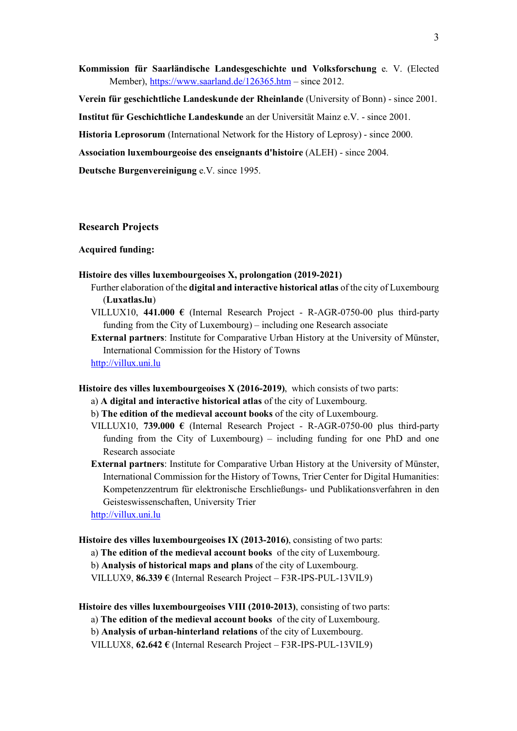**Kommission für Saarländische Landesgeschichte und Volksforschung** e. V. (Elected Member), https://www.saarland.de/126365.htm – since 2012.

**Verein für geschichtliche Landeskunde der Rheinlande** (University of Bonn) - since 2001.

**Institut für Geschichtliche Landeskunde** an der Universität Mainz e.V. - since 2001.

**Historia Leprosorum** (International Network for the History of Leprosy) - since 2000.

**Association luxembourgeoise des enseignants d'histoire** (ALEH) - since 2004.

**Deutsche Burgenvereinigung** e.V. since 1995.

## Research Projects

**Acquired funding:**

**Histoire des villes luxembourgeoises X, prolongation (2019-2021)**

Further elaboration of the **digital and interactive historical atlas** of the city of Luxembourg (**Luxatlas.lu**)

VILLUX10, **441.000 €** (Internal Research Project - R-AGR-0750-00 plus third-party funding from the City of Luxembourg) – including one Research associate

**External partners**: Institute for Comparative Urban History at the University of Münster, International Commission for the History of Towns

http://villux.uni.lu

**Histoire des villes luxembourgeoises X (2016-2019)**, which consists of two parts:

a) **A digital and interactive historical atlas** of the city of Luxembourg.

b) **The edition of the medieval account books** of the city of Luxembourg.

VILLUX10, **739.000 €** (Internal Research Project - R-AGR-0750-00 plus third-party funding from the City of Luxembourg) – including funding for one PhD and one Research associate

**External partners**: Institute for Comparative Urban History at the University of Münster, International Commission for the History of Towns, Trier Center for Digital Humanities: Kompetenzzentrum für elektronische Erschließungs- und Publikationsverfahren in den Geisteswissenschaften, University Trier

http://villux.uni.lu

**Histoire des villes luxembourgeoises IX (2013-2016)**, consisting of two parts:

a) **The edition of the medieval account books** of the city of Luxembourg.

b) **Analysis of historical maps and plans** of the city of Luxembourg.

VILLUX9, **86.339 €** (Internal Research Project – F3R-IPS-PUL-13VIL9)

**Histoire des villes luxembourgeoises VIII (2010-2013)**, consisting of two parts:

a) **The edition of the medieval account books** of the city of Luxembourg.

b) **Analysis of urban-hinterland relations** of the city of Luxembourg.

VILLUX8, **62.642 €** (Internal Research Project – F3R-IPS-PUL-13VIL9)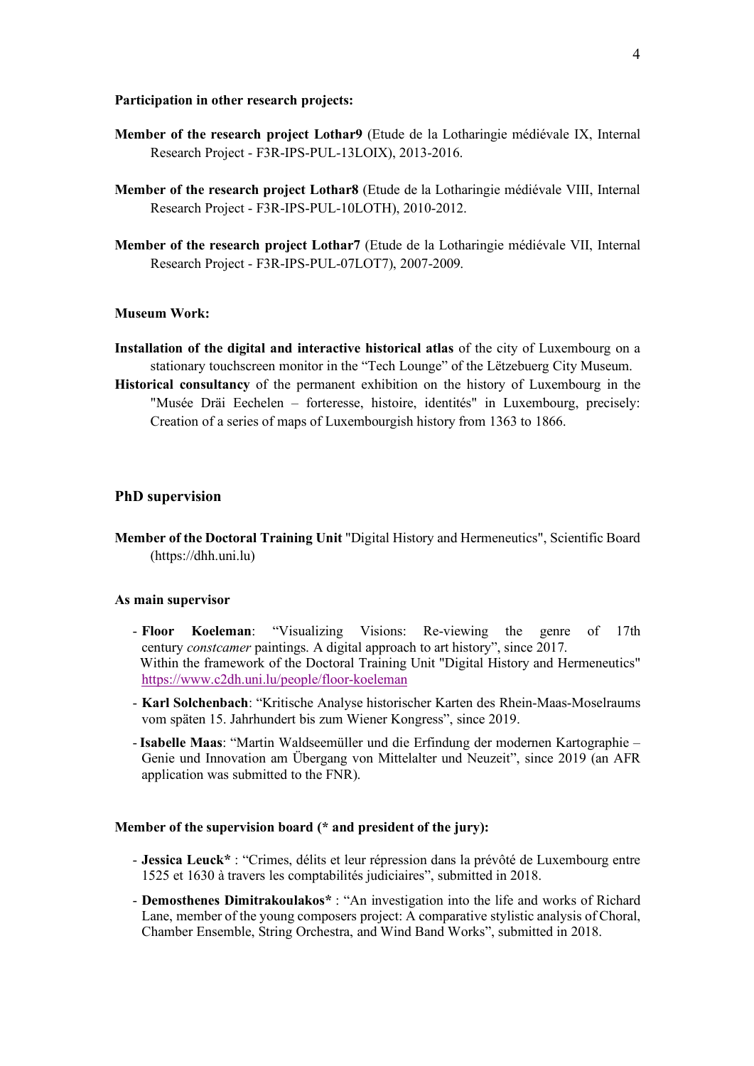**Participation in other research projects:**

**Member of the research project Lothar9** (Etude de la Lotharingie médiévale IX, Internal Research Project - F3R-IPS-PUL-13LOIX), 2013-2016.

**Member of the research project Lothar8** (Etude de la Lotharingie médiévale VIII, Internal Research Project - F3R-IPS-PUL-10LOTH), 2010-2012.

**Member of the research project Lothar7** (Etude de la Lotharingie médiévale VII, Internal Research Project - F3R-IPS-PUL-07LOT7), 2007-2009.

**Museum Work:**

**Installation of the digital and interactive historical atlas** of the city of Luxembourg on a stationary touchscreen monitor in the "Tech Lounge" of the Lëtzebuerg City Museum.

**Historical consultancy** of the permanent exhibition on the history of Luxembourg in the "Musée Dräi Eechelen – forteresse, histoire, identités" in Luxembourg, precisely: Creation of a series of maps of Luxembourgish history from 1363 to 1866.

## PhD supervision

**Member of the Doctoral Training Unit** "Digital History and Hermeneutics", Scientific Board (https://dhh.uni.lu)

**As main supervisor**

- **Floor Koeleman**: "Visualizing Visions: Re-viewing the genre of 17th century *constcamer* paintings. A digital approach to art history", since 2017.
  Within the framework of the Doctoral Training Unit "Digital History and Hermeneutics" https://www.c2dh.uni.lu/people/floor-koeleman
- **Karl Solchenbach**: "Kritische Analyse historischer Karten des Rhein-Maas-Moselraums vom späten 15. Jahrhundert bis zum Wiener Kongress", since 2019.
- **Isabelle Maas**: "Martin Waldseemüller und die Erfindung der modernen Kartographie – Genie und Innovation am Übergang von Mittelalter und Neuzeit", since 2019 (an AFR application was submitted to the FNR).

**Member of the supervision board (* and president of the jury):**

- **Jessica Leuck*** : "Crimes, délits et leur répression dans la prévôté de Luxembourg entre 1525 et 1630 à travers les comptabilités judiciaires", submitted in 2018.
- **Demosthenes Dimitrakoulakos*** : "An investigation into the life and works of Richard Lane, member of the young composers project: A comparative stylistic analysis of Choral, Chamber Ensemble, String Orchestra, and Wind Band Works", submitted in 2018.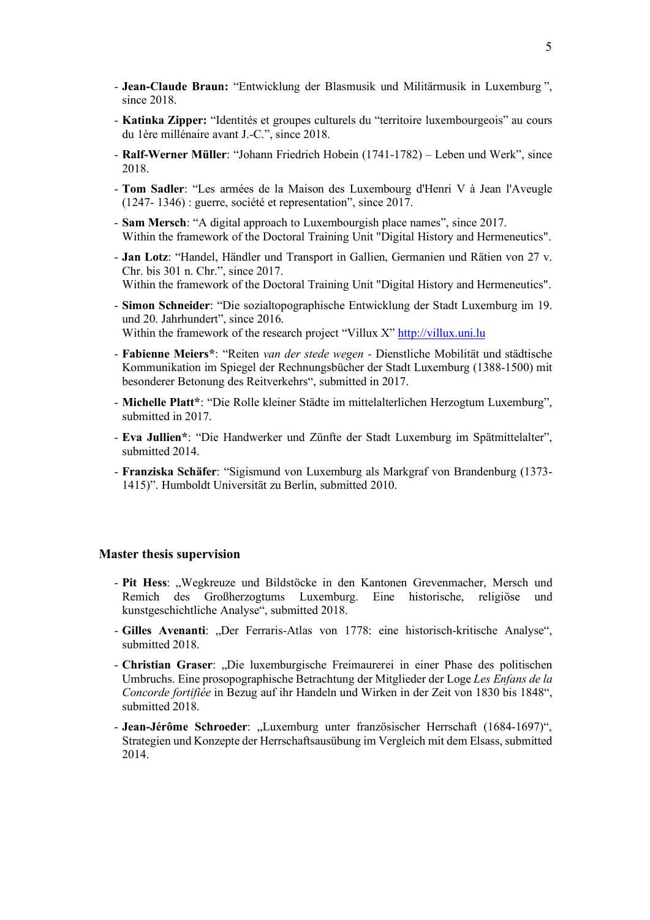- **Jean-Claude Braun:** "Entwicklung der Blasmusik und Militärmusik in Luxemburg ", since 2018.
- **Katinka Zipper:** "Identités et groupes culturels du "territoire luxembourgeois" au cours du 1ère millénaire avant J.-C.", since 2018.
- **Ralf-Werner Müller**: "Johann Friedrich Hobein (1741-1782) – Leben und Werk", since 2018.
- **Tom Sadler**: "Les armées de la Maison des Luxembourg d'Henri V à Jean l'Aveugle (1247- 1346) : guerre, société et representation", since 2017.
- **Sam Mersch**: "A digital approach to Luxembourgish place names", since 2017.  
  Within the framework of the Doctoral Training Unit "Digital History and Hermeneutics".
- **Jan Lotz**: "Handel, Händler und Transport in Gallien, Germanien und Rätien von 27 v. Chr. bis 301 n. Chr.", since 2017.  
  Within the framework of the Doctoral Training Unit "Digital History and Hermeneutics".
- **Simon Schneider**: "Die sozialtopographische Entwicklung der Stadt Luxemburg im 19. und 20. Jahrhundert", since 2016.  
  Within the framework of the research project "Villux X" http://villux.uni.lu
- **Fabienne Meiers***: "Reiten *van der stede wegen* - Dienstliche Mobilität und städtische Kommunikation im Spiegel der Rechnungsbücher der Stadt Luxemburg (1388-1500) mit besonderer Betonung des Reitverkehrs", submitted in 2017.
- **Michelle Platt***: "Die Rolle kleiner Städte im mittelalterlichen Herzogtum Luxemburg", submitted in 2017.
- **Eva Jullien***: "Die Handwerker und Zünfte der Stadt Luxemburg im Spätmittelalter", submitted 2014.
- **Franziska Schäfer**: "Sigismund von Luxemburg als Markgraf von Brandenburg (1373-1415)". Humboldt Universität zu Berlin, submitted 2010.

### Master thesis supervision

- **Pit Hess**: „Wegkreuze und Bildstöcke in den Kantonen Grevenmacher, Mersch und Remich des Großherzogtums Luxemburg. Eine historische, religiöse und kunstgeschichtliche Analyse", submitted 2018.
- **Gilles Avenanti**: „Der Ferraris-Atlas von 1778: eine historisch-kritische Analyse", submitted 2018.
- **Christian Graser**: „Die luxemburgische Freimaurerei in einer Phase des politischen Umbruchs. Eine prosopographische Betrachtung der Mitglieder der Loge *Les Enfans de la Concorde fortifiée* in Bezug auf ihr Handeln und Wirken in der Zeit von 1830 bis 1848", submitted 2018.
- **Jean-Jérôme Schroeder**: „Luxemburg unter französischer Herrschaft (1684-1697)", Strategien und Konzepte der Herrschaftsausübung im Vergleich mit dem Elsass, submitted 2014.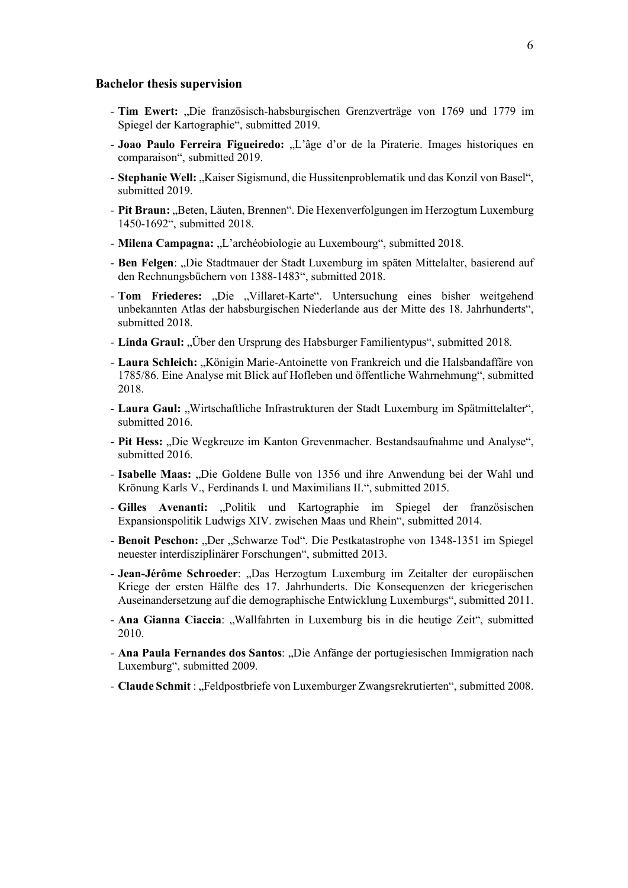### Bachelor thesis supervision

- **Tim Ewert:** „Die französisch-habsburgischen Grenzverträge von 1769 und 1779 im Spiegel der Kartographie", submitted 2019.
- **Joao Paulo Ferreira Figueiredo:** „L'âge d'or de la Piraterie. Images historiques en comparaison", submitted 2019.
- **Stephanie Well:** „Kaiser Sigismund, die Hussitenproblematik und das Konzil von Basel", submitted 2019.
- **Pit Braun:** „Beten, Läuten, Brennen". Die Hexenverfolgungen im Herzogtum Luxemburg 1450-1692", submitted 2018.
- **Milena Campagna:** „L'archéobiologie au Luxembourg", submitted 2018.
- **Ben Felgen**: „Die Stadtmauer der Stadt Luxemburg im späten Mittelalter, basierend auf den Rechnungsbüchern von 1388-1483", submitted 2018.
- **Tom Friederes:** „Die „Villaret-Karte". Untersuchung eines bisher weitgehend unbekannten Atlas der habsburgischen Niederlande aus der Mitte des 18. Jahrhunderts", submitted 2018.
- **Linda Graul:** „Über den Ursprung des Habsburger Familientypus", submitted 2018.
- **Laura Schleich:** „Königin Marie-Antoinette von Frankreich und die Halsbandaffäre von 1785/86. Eine Analyse mit Blick auf Hofleben und öffentliche Wahrnehmung", submitted 2018.
- **Laura Gaul:** „Wirtschaftliche Infrastrukturen der Stadt Luxemburg im Spätmittelalter", submitted 2016.
- **Pit Hess:** „Die Wegkreuze im Kanton Grevenmacher. Bestandsaufnahme und Analyse", submitted 2016.
- **Isabelle Maas:** „Die Goldene Bulle von 1356 und ihre Anwendung bei der Wahl und Krönung Karls V., Ferdinands I. und Maximilians II.", submitted 2015.
- **Gilles Avenanti:** „Politik und Kartographie im Spiegel der französischen Expansionspolitik Ludwigs XIV. zwischen Maas und Rhein", submitted 2014.
- **Benoit Peschon:** „Der „Schwarze Tod". Die Pestkatastrophe von 1348-1351 im Spiegel neuester interdisziplinärer Forschungen", submitted 2013.
- **Jean-Jérôme Schroeder**: „Das Herzogtum Luxemburg im Zeitalter der europäischen Kriege der ersten Hälfte des 17. Jahrhunderts. Die Konsequenzen der kriegerischen Auseinandersetzung auf die demographische Entwicklung Luxemburgs", submitted 2011.
- **Ana Gianna Ciaccia**: „Wallfahrten in Luxemburg bis in die heutige Zeit", submitted 2010.
- **Ana Paula Fernandes dos Santos**: „Die Anfänge der portugiesischen Immigration nach Luxemburg", submitted 2009.
- **Claude Schmit** : „Feldpostbriefe von Luxemburger Zwangsrekrutierten", submitted 2008.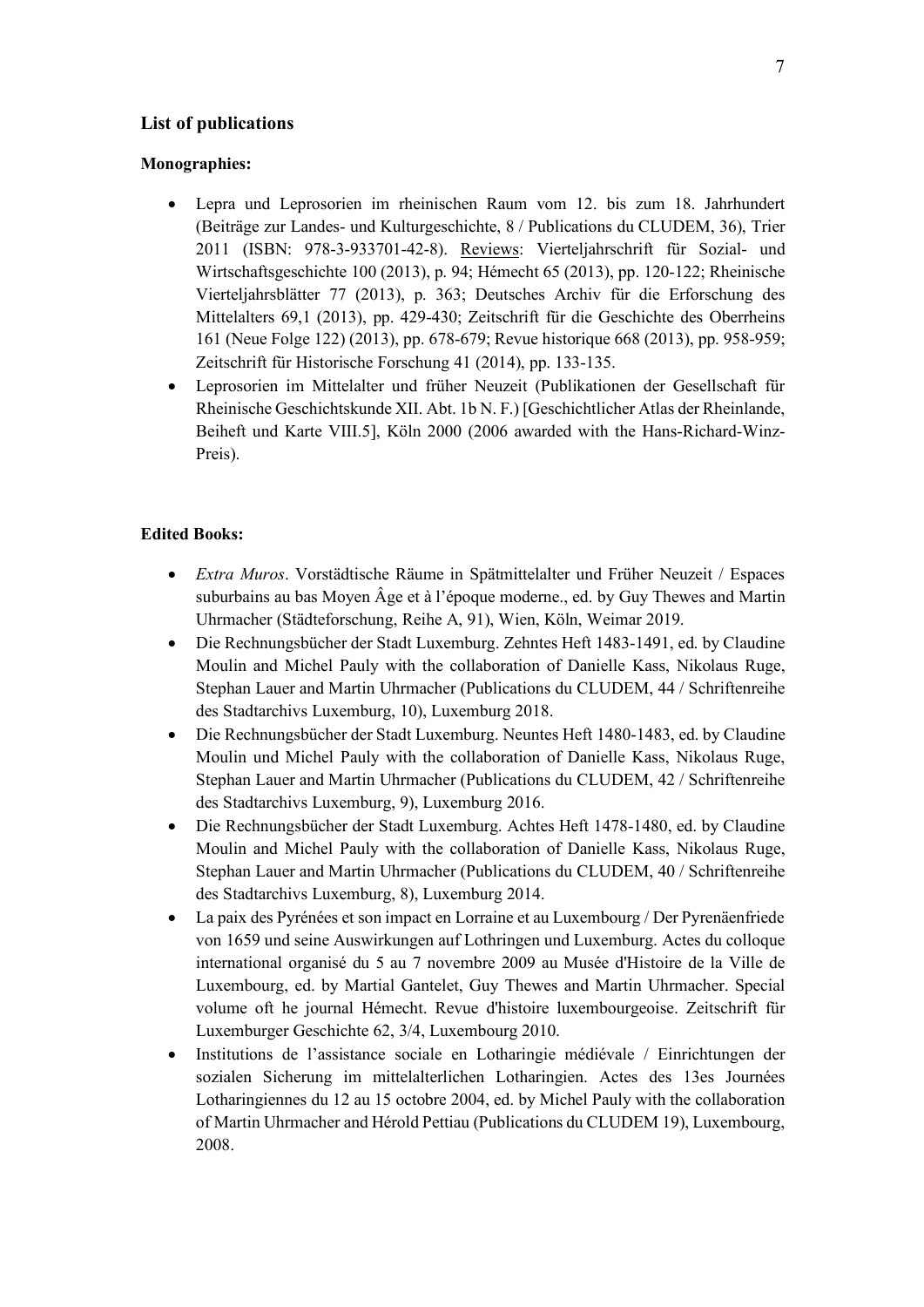## List of publications

**Monographies:**

- Lepra und Leprosorien im rheinischen Raum vom 12. bis zum 18. Jahrhundert (Beiträge zur Landes- und Kulturgeschichte, 8 / Publications du CLUDEM, 36), Trier 2011 (ISBN: 978-3-933701-42-8). Reviews: Vierteljahrschrift für Sozial- und Wirtschaftsgeschichte 100 (2013), p. 94; Hémecht 65 (2013), pp. 120-122; Rheinische Vierteljahrsblätter 77 (2013), p. 363; Deutsches Archiv für die Erforschung des Mittelalters 69,1 (2013), pp. 429-430; Zeitschrift für die Geschichte des Oberrheins 161 (Neue Folge 122) (2013), pp. 678-679; Revue historique 668 (2013), pp. 958-959; Zeitschrift für Historische Forschung 41 (2014), pp. 133-135.
- Leprosorien im Mittelalter und früher Neuzeit (Publikationen der Gesellschaft für Rheinische Geschichtskunde XII. Abt. 1b N. F.) [Geschichtlicher Atlas der Rheinlande, Beiheft und Karte VIII.5], Köln 2000 (2006 awarded with the Hans-Richard-Winz-Preis).

**Edited Books:**

- *Extra Muros*. Vorstädtische Räume in Spätmittelalter und Früher Neuzeit / Espaces suburbains au bas Moyen Âge et à l'époque moderne., ed. by Guy Thewes and Martin Uhrmacher (Städteforschung, Reihe A, 91), Wien, Köln, Weimar 2019.
- Die Rechnungsbücher der Stadt Luxemburg. Zehntes Heft 1483-1491, ed. by Claudine Moulin and Michel Pauly with the collaboration of Danielle Kass, Nikolaus Ruge, Stephan Lauer and Martin Uhrmacher (Publications du CLUDEM, 44 / Schriftenreihe des Stadtarchivs Luxemburg, 10), Luxemburg 2018.
- Die Rechnungsbücher der Stadt Luxemburg. Neuntes Heft 1480-1483, ed. by Claudine Moulin und Michel Pauly with the collaboration of Danielle Kass, Nikolaus Ruge, Stephan Lauer and Martin Uhrmacher (Publications du CLUDEM, 42 / Schriftenreihe des Stadtarchivs Luxemburg, 9), Luxemburg 2016.
- Die Rechnungsbücher der Stadt Luxemburg. Achtes Heft 1478-1480, ed. by Claudine Moulin and Michel Pauly with the collaboration of Danielle Kass, Nikolaus Ruge, Stephan Lauer and Martin Uhrmacher (Publications du CLUDEM, 40 / Schriftenreihe des Stadtarchivs Luxemburg, 8), Luxemburg 2014.
- La paix des Pyrénées et son impact en Lorraine et au Luxembourg / Der Pyrenäenfriede von 1659 und seine Auswirkungen auf Lothringen und Luxemburg. Actes du colloque international organisé du 5 au 7 novembre 2009 au Musée d'Histoire de la Ville de Luxembourg, ed. by Martial Gantelet, Guy Thewes and Martin Uhrmacher. Special volume oft he journal Hémecht. Revue d'histoire luxembourgeoise. Zeitschrift für Luxemburger Geschichte 62, 3/4, Luxemburg 2010.
- Institutions de l'assistance sociale en Lotharingie médiévale / Einrichtungen der sozialen Sicherung im mittelalterlichen Lotharingien. Actes des 13es Journées Lotharingiennes du 12 au 15 octobre 2004, ed. by Michel Pauly with the collaboration of Martin Uhrmacher and Hérold Pettiau (Publications du CLUDEM 19), Luxembourg, 2008.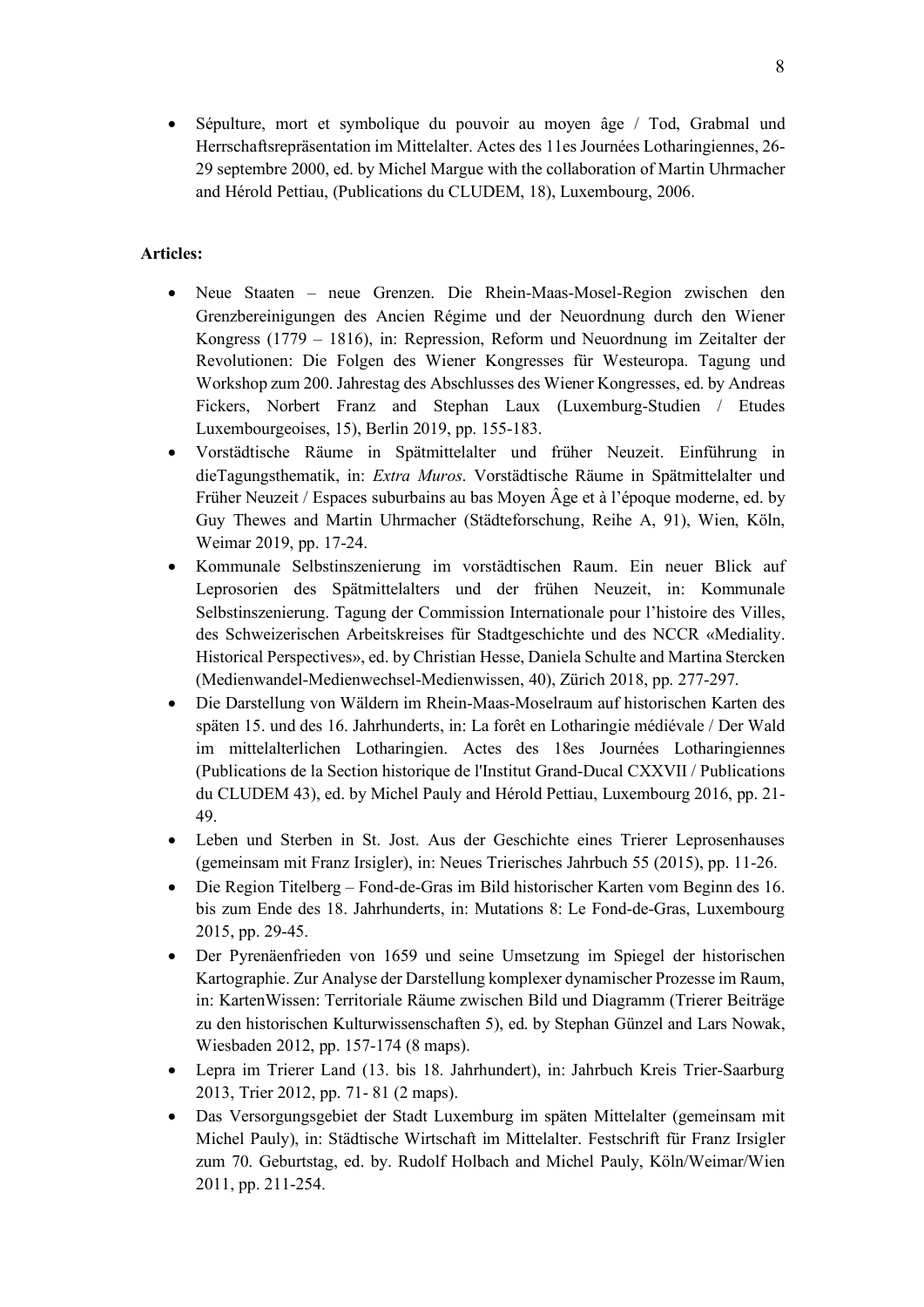- Sépulture, mort et symbolique du pouvoir au moyen âge / Tod, Grabmal und Herrschaftsrepräsentation im Mittelalter. Actes des 11es Journées Lotharingiennes, 26-29 septembre 2000, ed. by Michel Margue with the collaboration of Martin Uhrmacher and Hérold Pettiau, (Publications du CLUDEM, 18), Luxembourg, 2006.

**Articles:**

- Neue Staaten – neue Grenzen. Die Rhein-Maas-Mosel-Region zwischen den Grenzbereinigungen des Ancien Régime und der Neuordnung durch den Wiener Kongress (1779 – 1816), in: Repression, Reform und Neuordnung im Zeitalter der Revolutionen: Die Folgen des Wiener Kongresses für Westeuropa. Tagung und Workshop zum 200. Jahrestag des Abschlusses des Wiener Kongresses, ed. by Andreas Fickers, Norbert Franz and Stephan Laux (Luxemburg-Studien / Etudes Luxembourgeoises, 15), Berlin 2019, pp. 155-183.
- Vorstädtische Räume in Spätmittelalter und früher Neuzeit. Einführung in dieTagungsthematik, in: *Extra Muros*. Vorstädtische Räume in Spätmittelalter und Früher Neuzeit / Espaces suburbains au bas Moyen Âge et à l'époque moderne, ed. by Guy Thewes and Martin Uhrmacher (Städteforschung, Reihe A, 91), Wien, Köln, Weimar 2019, pp. 17-24.
- Kommunale Selbstinszenierung im vorstädtischen Raum. Ein neuer Blick auf Leprosorien des Spätmittelalters und der frühen Neuzeit, in: Kommunale Selbstinszenierung. Tagung der Commission Internationale pour l'histoire des Villes, des Schweizerischen Arbeitskreises für Stadtgeschichte und des NCCR «Mediality. Historical Perspectives», ed. by Christian Hesse, Daniela Schulte and Martina Stercken (Medienwandel-Medienwechsel-Medienwissen, 40), Zürich 2018, pp. 277-297.
- Die Darstellung von Wäldern im Rhein-Maas-Moselraum auf historischen Karten des späten 15. und des 16. Jahrhunderts, in: La forêt en Lotharingie médiévale / Der Wald im mittelalterlichen Lotharingien. Actes des 18es Journées Lotharingiennes (Publications de la Section historique de l'Institut Grand-Ducal CXXVII / Publications du CLUDEM 43), ed. by Michel Pauly and Hérold Pettiau, Luxembourg 2016, pp. 21-49.
- Leben und Sterben in St. Jost. Aus der Geschichte eines Trierer Leprosenhauses (gemeinsam mit Franz Irsigler), in: Neues Trierisches Jahrbuch 55 (2015), pp. 11-26.
- Die Region Titelberg – Fond-de-Gras im Bild historischer Karten vom Beginn des 16. bis zum Ende des 18. Jahrhunderts, in: Mutations 8: Le Fond-de-Gras, Luxembourg 2015, pp. 29-45.
- Der Pyrenäenfrieden von 1659 und seine Umsetzung im Spiegel der historischen Kartographie. Zur Analyse der Darstellung komplexer dynamischer Prozesse im Raum, in: KartenWissen: Territoriale Räume zwischen Bild und Diagramm (Trierer Beiträge zu den historischen Kulturwissenschaften 5), ed. by Stephan Günzel and Lars Nowak, Wiesbaden 2012, pp. 157-174 (8 maps).
- Lepra im Trierer Land (13. bis 18. Jahrhundert), in: Jahrbuch Kreis Trier-Saarburg 2013, Trier 2012, pp. 71- 81 (2 maps).
- Das Versorgungsgebiet der Stadt Luxemburg im späten Mittelalter (gemeinsam mit Michel Pauly), in: Städtische Wirtschaft im Mittelalter. Festschrift für Franz Irsigler zum 70. Geburtstag, ed. by. Rudolf Holbach and Michel Pauly, Köln/Weimar/Wien 2011, pp. 211-254.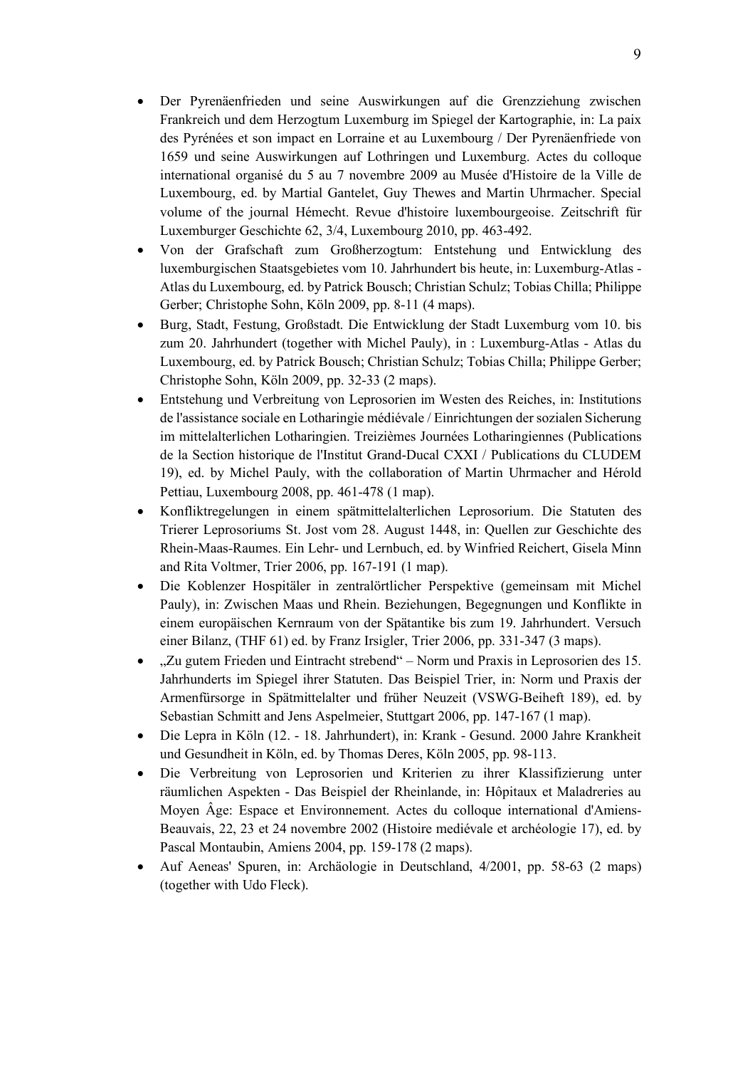- Der Pyrenäenfrieden und seine Auswirkungen auf die Grenzziehung zwischen Frankreich und dem Herzogtum Luxemburg im Spiegel der Kartographie, in: La paix des Pyrénées et son impact en Lorraine et au Luxembourg / Der Pyrenäenfriede von 1659 und seine Auswirkungen auf Lothringen und Luxemburg. Actes du colloque international organisé du 5 au 7 novembre 2009 au Musée d'Histoire de la Ville de Luxembourg, ed. by Martial Gantelet, Guy Thewes and Martin Uhrmacher. Special volume of the journal Hémecht. Revue d'histoire luxembourgeoise. Zeitschrift für Luxemburger Geschichte 62, 3/4, Luxembourg 2010, pp. 463-492.
- Von der Grafschaft zum Großherzogtum: Entstehung und Entwicklung des luxemburgischen Staatsgebietes vom 10. Jahrhundert bis heute, in: Luxemburg-Atlas - Atlas du Luxembourg, ed. by Patrick Bousch; Christian Schulz; Tobias Chilla; Philippe Gerber; Christophe Sohn, Köln 2009, pp. 8-11 (4 maps).
- Burg, Stadt, Festung, Großstadt. Die Entwicklung der Stadt Luxemburg vom 10. bis zum 20. Jahrhundert (together with Michel Pauly), in : Luxemburg-Atlas - Atlas du Luxembourg, ed. by Patrick Bousch; Christian Schulz; Tobias Chilla; Philippe Gerber; Christophe Sohn, Köln 2009, pp. 32-33 (2 maps).
- Entstehung und Verbreitung von Leprosorien im Westen des Reiches, in: Institutions de l'assistance sociale en Lotharingie médiévale / Einrichtungen der sozialen Sicherung im mittelalterlichen Lotharingien. Treizièmes Journées Lotharingiennes (Publications de la Section historique de l'Institut Grand-Ducal CXXI / Publications du CLUDEM 19), ed. by Michel Pauly, with the collaboration of Martin Uhrmacher and Hérold Pettiau, Luxembourg 2008, pp. 461-478 (1 map).
- Konfliktregelungen in einem spätmittelalterlichen Leprosorium. Die Statuten des Trierer Leprosoriums St. Jost vom 28. August 1448, in: Quellen zur Geschichte des Rhein-Maas-Raumes. Ein Lehr- und Lernbuch, ed. by Winfried Reichert, Gisela Minn and Rita Voltmer, Trier 2006, pp. 167-191 (1 map).
- Die Koblenzer Hospitäler in zentralörtlicher Perspektive (gemeinsam mit Michel Pauly), in: Zwischen Maas und Rhein. Beziehungen, Begegnungen und Konflikte in einem europäischen Kernraum von der Spätantike bis zum 19. Jahrhundert. Versuch einer Bilanz, (THF 61) ed. by Franz Irsigler, Trier 2006, pp. 331-347 (3 maps).
- „Zu gutem Frieden und Eintracht strebend" – Norm und Praxis in Leprosorien des 15. Jahrhunderts im Spiegel ihrer Statuten. Das Beispiel Trier, in: Norm und Praxis der Armenfürsorge in Spätmittelalter und früher Neuzeit (VSWG-Beiheft 189), ed. by Sebastian Schmitt and Jens Aspelmeier, Stuttgart 2006, pp. 147-167 (1 map).
- Die Lepra in Köln (12. - 18. Jahrhundert), in: Krank - Gesund. 2000 Jahre Krankheit und Gesundheit in Köln, ed. by Thomas Deres, Köln 2005, pp. 98-113.
- Die Verbreitung von Leprosorien und Kriterien zu ihrer Klassifizierung unter räumlichen Aspekten - Das Beispiel der Rheinlande, in: Hôpitaux et Maladreries au Moyen Âge: Espace et Environnement. Actes du colloque international d'Amiens-Beauvais, 22, 23 et 24 novembre 2002 (Histoire mediévale et archéologie 17), ed. by Pascal Montaubin, Amiens 2004, pp. 159-178 (2 maps).
- Auf Aeneas' Spuren, in: Archäologie in Deutschland, 4/2001, pp. 58-63 (2 maps) (together with Udo Fleck).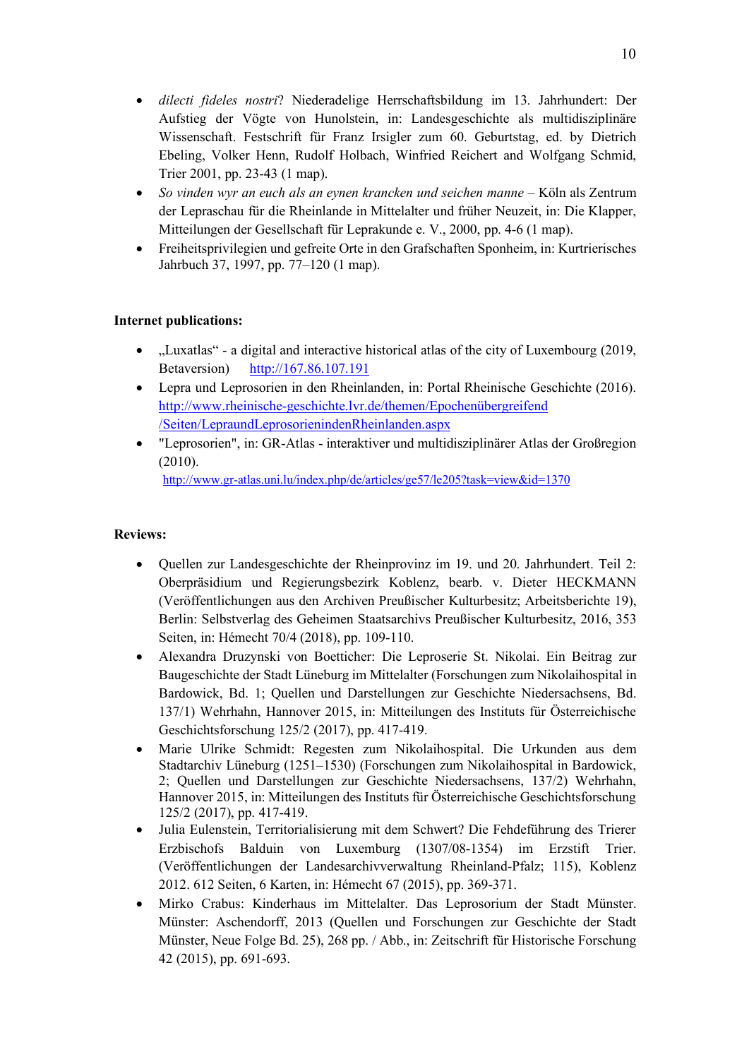- *dilecti fideles nostri*? Niederadelige Herrschaftsbildung im 13. Jahrhundert: Der Aufstieg der Vögte von Hunolstein, in: Landesgeschichte als multidisziplinäre Wissenschaft. Festschrift für Franz Irsigler zum 60. Geburtstag, ed. by Dietrich Ebeling, Volker Henn, Rudolf Holbach, Winfried Reichert and Wolfgang Schmid, Trier 2001, pp. 23-43 (1 map).
- *So vinden wyr an euch als an eynen krancken und seichen manne* – Köln als Zentrum der Lepraschau für die Rheinlande in Mittelalter und früher Neuzeit, in: Die Klapper, Mitteilungen der Gesellschaft für Leprakunde e. V., 2000, pp. 4-6 (1 map).
- Freiheitsprivilegien und gefreite Orte in den Grafschaften Sponheim, in: Kurtrierisches Jahrbuch 37, 1997, pp. 77–120 (1 map).

**Internet publications:**

- „Luxatlas" - a digital and interactive historical atlas of the city of Luxembourg (2019, Betaversion) http://167.86.107.191
- Lepra und Leprosorien in den Rheinlanden, in: Portal Rheinische Geschichte (2016). http://www.rheinische-geschichte.lvr.de/themen/Epochenübergreifend/Seiten/LepraundLeprosorienindenRheinlanden.aspx
- "Leprosorien", in: GR-Atlas - interaktiver und multidisziplinärer Atlas der Großregion (2010). http://www.gr-atlas.uni.lu/index.php/de/articles/ge57/le205?task=view&id=1370

**Reviews:**

- Quellen zur Landesgeschichte der Rheinprovinz im 19. und 20. Jahrhundert. Teil 2: Oberpräsidium und Regierungsbezirk Koblenz, bearb. v. Dieter HECKMANN (Veröffentlichungen aus den Archiven Preußischer Kulturbesitz; Arbeitsberichte 19), Berlin: Selbstverlag des Geheimen Staatsarchivs Preußischer Kulturbesitz, 2016, 353 Seiten, in: Hémecht 70/4 (2018), pp. 109-110.
- Alexandra Druzynski von Boetticher: Die Leproserie St. Nikolai. Ein Beitrag zur Baugeschichte der Stadt Lüneburg im Mittelalter (Forschungen zum Nikolaihospital in Bardowick, Bd. 1; Quellen und Darstellungen zur Geschichte Niedersachsens, Bd. 137/1) Wehrhahn, Hannover 2015, in: Mitteilungen des Instituts für Österreichische Geschichtsforschung 125/2 (2017), pp. 417-419.
- Marie Ulrike Schmidt: Regesten zum Nikolaihospital. Die Urkunden aus dem Stadtarchiv Lüneburg (1251–1530) (Forschungen zum Nikolaihospital in Bardowick, 2; Quellen und Darstellungen zur Geschichte Niedersachsens, 137/2) Wehrhahn, Hannover 2015, in: Mitteilungen des Instituts für Österreichische Geschichtsforschung 125/2 (2017), pp. 417-419.
- Julia Eulenstein, Territorialisierung mit dem Schwert? Die Fehdeführung des Trierer Erzbischofs Balduin von Luxemburg (1307/08-1354) im Erzstift Trier. (Veröffentlichungen der Landesarchivverwaltung Rheinland-Pfalz; 115), Koblenz 2012. 612 Seiten, 6 Karten, in: Hémecht 67 (2015), pp. 369-371.
- Mirko Crabus: Kinderhaus im Mittelalter. Das Leprosorium der Stadt Münster. Münster: Aschendorff, 2013 (Quellen und Forschungen zur Geschichte der Stadt Münster, Neue Folge Bd. 25), 268 pp. / Abb., in: Zeitschrift für Historische Forschung 42 (2015), pp. 691-693.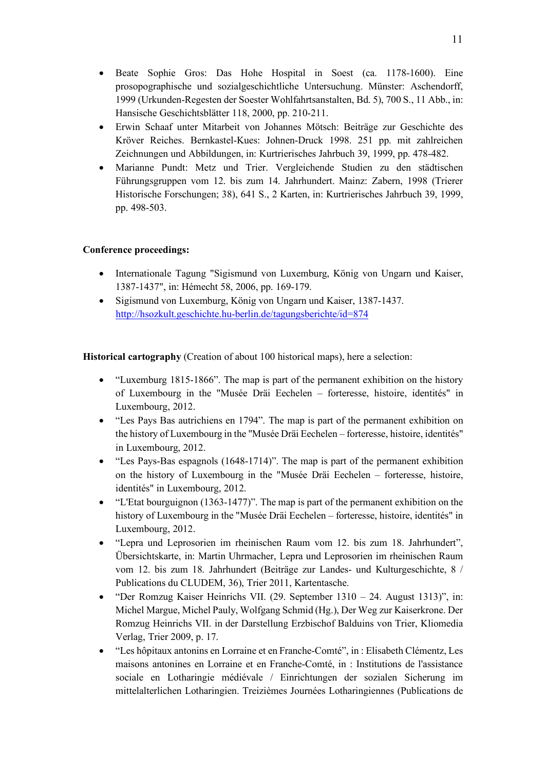- Beate Sophie Gros: Das Hohe Hospital in Soest (ca. 1178-1600). Eine prosopographische und sozialgeschichtliche Untersuchung. Münster: Aschendorff, 1999 (Urkunden-Regesten der Soester Wohlfahrtsanstalten, Bd. 5), 700 S., 11 Abb., in: Hansische Geschichtsblätter 118, 2000, pp. 210-211.
- Erwin Schaaf unter Mitarbeit von Johannes Mötsch: Beiträge zur Geschichte des Kröver Reiches. Bernkastel-Kues: Johnen-Druck 1998. 251 pp. mit zahlreichen Zeichnungen und Abbildungen, in: Kurtrierisches Jahrbuch 39, 1999, pp. 478-482.
- Marianne Pundt: Metz und Trier. Vergleichende Studien zu den städtischen Führungsgruppen vom 12. bis zum 14. Jahrhundert. Mainz: Zabern, 1998 (Trierer Historische Forschungen; 38), 641 S., 2 Karten, in: Kurtrierisches Jahrbuch 39, 1999, pp. 498-503.

**Conference proceedings:**

- Internationale Tagung "Sigismund von Luxemburg, König von Ungarn und Kaiser, 1387-1437", in: Hémecht 58, 2006, pp. 169-179.
- Sigismund von Luxemburg, König von Ungarn und Kaiser, 1387-1437. [http://hsozkult.geschichte.hu-berlin.de/tagungsberichte/id=874](http://hsozkult.geschichte.hu-berlin.de/tagungsberichte/id=874)

**Historical cartography** (Creation of about 100 historical maps), here a selection:

- "Luxemburg 1815-1866". The map is part of the permanent exhibition on the history of Luxembourg in the "Musée Dräi Eechelen – forteresse, histoire, identités" in Luxembourg, 2012.
- "Les Pays Bas autrichiens en 1794". The map is part of the permanent exhibition on the history of Luxembourg in the "Musée Dräi Eechelen – forteresse, histoire, identités" in Luxembourg, 2012.
- "Les Pays-Bas espagnols (1648-1714)". The map is part of the permanent exhibition on the history of Luxembourg in the "Musée Dräi Eechelen – forteresse, histoire, identités" in Luxembourg, 2012.
- "L'Etat bourguignon (1363-1477)". The map is part of the permanent exhibition on the history of Luxembourg in the "Musée Dräi Eechelen – forteresse, histoire, identités" in Luxembourg, 2012.
- "Lepra und Leprosorien im rheinischen Raum vom 12. bis zum 18. Jahrhundert", Übersichtskarte, in: Martin Uhrmacher, Lepra und Leprosorien im rheinischen Raum vom 12. bis zum 18. Jahrhundert (Beiträge zur Landes- und Kulturgeschichte, 8 / Publications du CLUDEM, 36), Trier 2011, Kartentasche.
- "Der Romzug Kaiser Heinrichs VII. (29. September 1310 – 24. August 1313)", in: Michel Margue, Michel Pauly, Wolfgang Schmid (Hg.), Der Weg zur Kaiserkrone. Der Romzug Heinrichs VII. in der Darstellung Erzbischof Balduins von Trier, Kliomedia Verlag, Trier 2009, p. 17.
- "Les hôpitaux antonins en Lorraine et en Franche-Comté", in : Elisabeth Clémentz, Les maisons antonines en Lorraine et en Franche-Comté, in : Institutions de l'assistance sociale en Lotharingie médiévale / Einrichtungen der sozialen Sicherung im mittelalterlichen Lotharingien. Treizièmes Journées Lotharingiennes (Publications de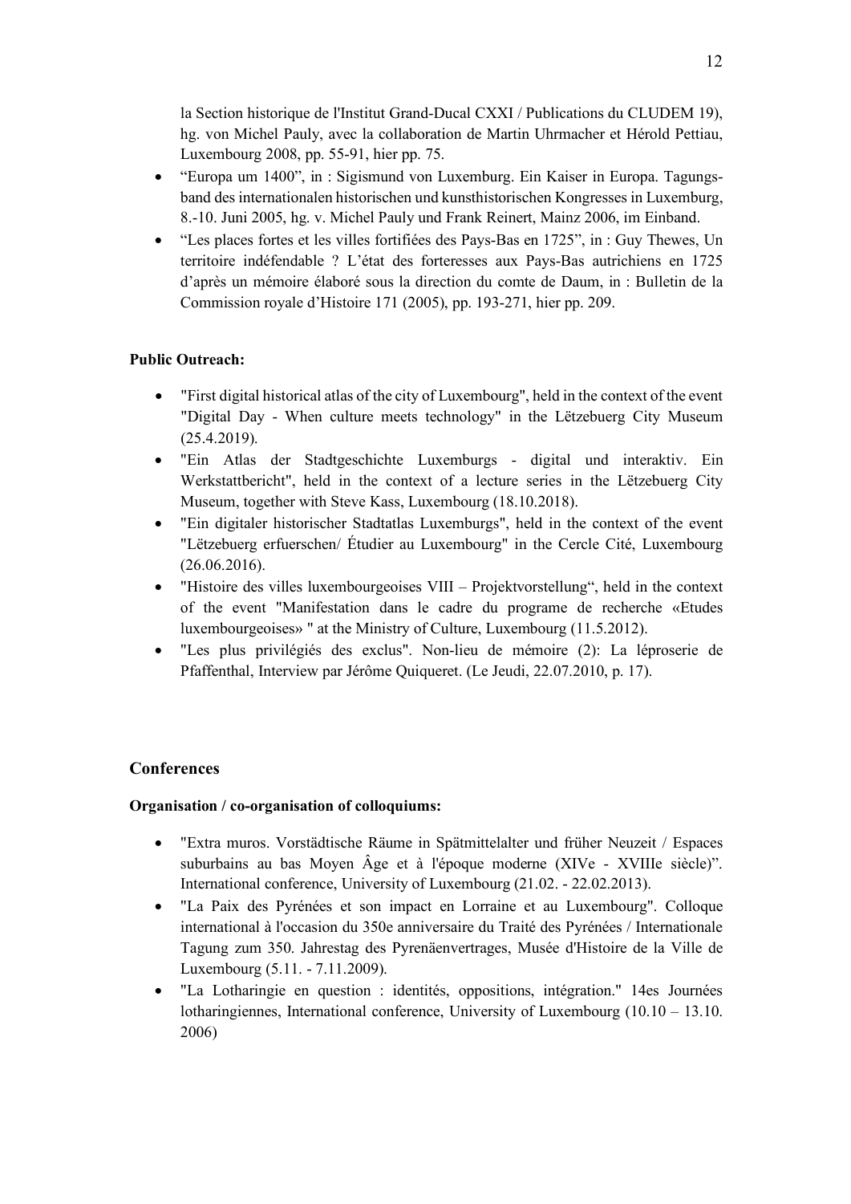la Section historique de l'Institut Grand-Ducal CXXI / Publications du CLUDEM 19), hg. von Michel Pauly, avec la collaboration de Martin Uhrmacher et Hérold Pettiau, Luxembourg 2008, pp. 55-91, hier pp. 75.

- "Europa um 1400", in : Sigismund von Luxemburg. Ein Kaiser in Europa. Tagungsband des internationalen historischen und kunsthistorischen Kongresses in Luxemburg, 8.-10. Juni 2005, hg. v. Michel Pauly und Frank Reinert, Mainz 2006, im Einband.
- "Les places fortes et les villes fortifiées des Pays-Bas en 1725", in : Guy Thewes, Un territoire indéfendable ? L'état des forteresses aux Pays-Bas autrichiens en 1725 d'après un mémoire élaboré sous la direction du comte de Daum, in : Bulletin de la Commission royale d'Histoire 171 (2005), pp. 193-271, hier pp. 209.

**Public Outreach:**

- "First digital historical atlas of the city of Luxembourg", held in the context of the event "Digital Day - When culture meets technology" in the Lëtzebuerg City Museum (25.4.2019).
- "Ein Atlas der Stadtgeschichte Luxemburgs - digital und interaktiv. Ein Werkstattbericht", held in the context of a lecture series in the Lëtzebuerg City Museum, together with Steve Kass, Luxembourg (18.10.2018).
- "Ein digitaler historischer Stadtatlas Luxemburgs", held in the context of the event "Lëtzebuerg erfuerschen/ Étudier au Luxembourg" in the Cercle Cité, Luxembourg (26.06.2016).
- "Histoire des villes luxembourgeoises VIII – Projektvorstellung", held in the context of the event "Manifestation dans le cadre du programe de recherche «Etudes luxembourgeoises» " at the Ministry of Culture, Luxembourg (11.5.2012).
- "Les plus privilégiés des exclus". Non-lieu de mémoire (2): La léproserie de Pfaffenthal, Interview par Jérôme Quiqueret. (Le Jeudi, 22.07.2010, p. 17).

## Conferences

**Organisation / co-organisation of colloquiums:**

- "Extra muros. Vorstädtische Räume in Spätmittelalter und früher Neuzeit / Espaces suburbains au bas Moyen Âge et à l'époque moderne (XIVe - XVIIIe siècle)". International conference, University of Luxembourg (21.02. - 22.02.2013).
- "La Paix des Pyrénées et son impact en Lorraine et au Luxembourg". Colloque international à l'occasion du 350e anniversaire du Traité des Pyrénées / Internationale Tagung zum 350. Jahrestag des Pyrenäenvertrages, Musée d'Histoire de la Ville de Luxembourg (5.11. - 7.11.2009).
- "La Lotharingie en question : identités, oppositions, intégration." 14es Journées lotharingiennes, International conference, University of Luxembourg (10.10 – 13.10. 2006)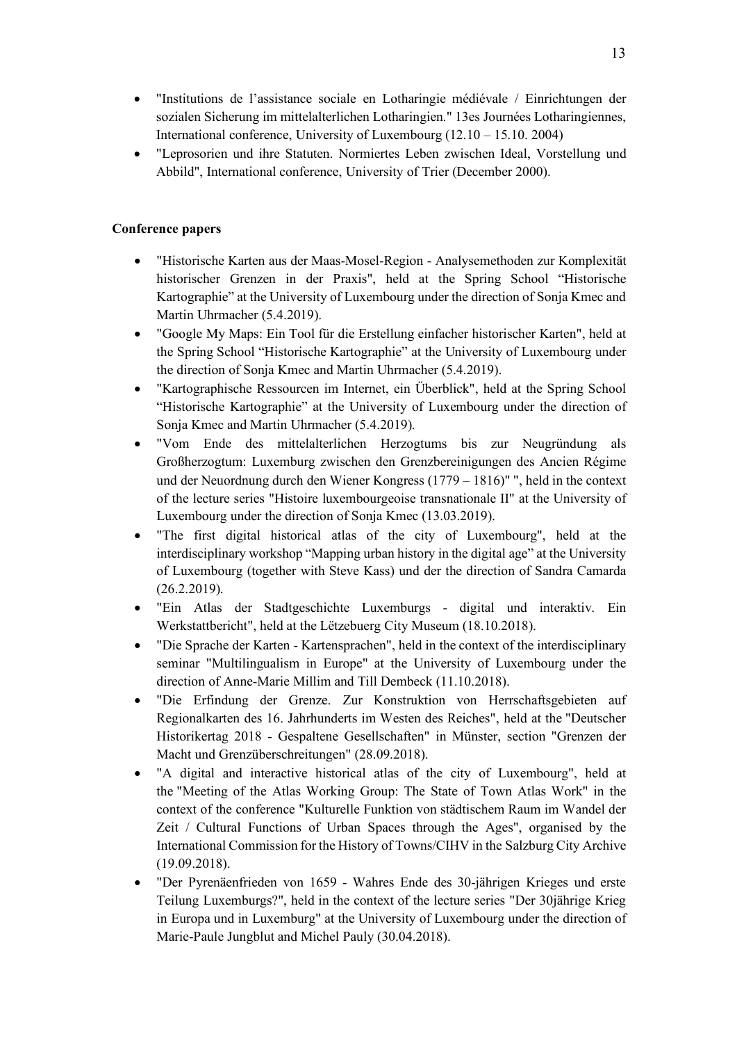- "Institutions de l'assistance sociale en Lotharingie médiévale / Einrichtungen der sozialen Sicherung im mittelalterlichen Lotharingien." 13es Journées Lotharingiennes, International conference, University of Luxembourg (12.10 – 15.10. 2004)
- "Leprosorien und ihre Statuten. Normiertes Leben zwischen Ideal, Vorstellung und Abbild", International conference, University of Trier (December 2000).

**Conference papers**

- "Historische Karten aus der Maas-Mosel-Region - Analysemethoden zur Komplexität historischer Grenzen in der Praxis", held at the Spring School "Historische Kartographie" at the University of Luxembourg under the direction of Sonja Kmec and Martin Uhrmacher (5.4.2019).
- "Google My Maps: Ein Tool für die Erstellung einfacher historischer Karten", held at the Spring School "Historische Kartographie" at the University of Luxembourg under the direction of Sonja Kmec and Martin Uhrmacher (5.4.2019).
- "Kartographische Ressourcen im Internet, ein Überblick", held at the Spring School "Historische Kartographie" at the University of Luxembourg under the direction of Sonja Kmec and Martin Uhrmacher (5.4.2019).
- "Vom Ende des mittelalterlichen Herzogtums bis zur Neugründung als Großherzogtum: Luxemburg zwischen den Grenzbereinigungen des Ancien Régime und der Neuordnung durch den Wiener Kongress (1779 – 1816)" ", held in the context of the lecture series "Histoire luxembourgeoise transnationale II" at the University of Luxembourg under the direction of Sonja Kmec (13.03.2019).
- "The first digital historical atlas of the city of Luxembourg", held at the interdisciplinary workshop "Mapping urban history in the digital age" at the University of Luxembourg (together with Steve Kass) und der the direction of Sandra Camarda (26.2.2019).
- "Ein Atlas der Stadtgeschichte Luxemburgs - digital und interaktiv. Ein Werkstattbericht", held at the Lëtzebuerg City Museum (18.10.2018).
- "Die Sprache der Karten - Kartensprachen", held in the context of the interdisciplinary seminar "Multilingualism in Europe" at the University of Luxembourg under the direction of Anne-Marie Millim and Till Dembeck (11.10.2018).
- "Die Erfindung der Grenze. Zur Konstruktion von Herrschaftsgebieten auf Regionalkarten des 16. Jahrhunderts im Westen des Reiches", held at the "Deutscher Historikertag 2018 - Gespaltene Gesellschaften" in Münster, section "Grenzen der Macht und Grenzüberschreitungen" (28.09.2018).
- "A digital and interactive historical atlas of the city of Luxembourg", held at the "Meeting of the Atlas Working Group: The State of Town Atlas Work" in the context of the conference "Kulturelle Funktion von städtischem Raum im Wandel der Zeit / Cultural Functions of Urban Spaces through the Ages", organised by the International Commission for the History of Towns/CIHV in the Salzburg City Archive (19.09.2018).
- "Der Pyrenäenfrieden von 1659 - Wahres Ende des 30-jährigen Krieges und erste Teilung Luxemburgs?", held in the context of the lecture series "Der 30jährige Krieg in Europa und in Luxemburg" at the University of Luxembourg under the direction of Marie-Paule Jungblut and Michel Pauly (30.04.2018).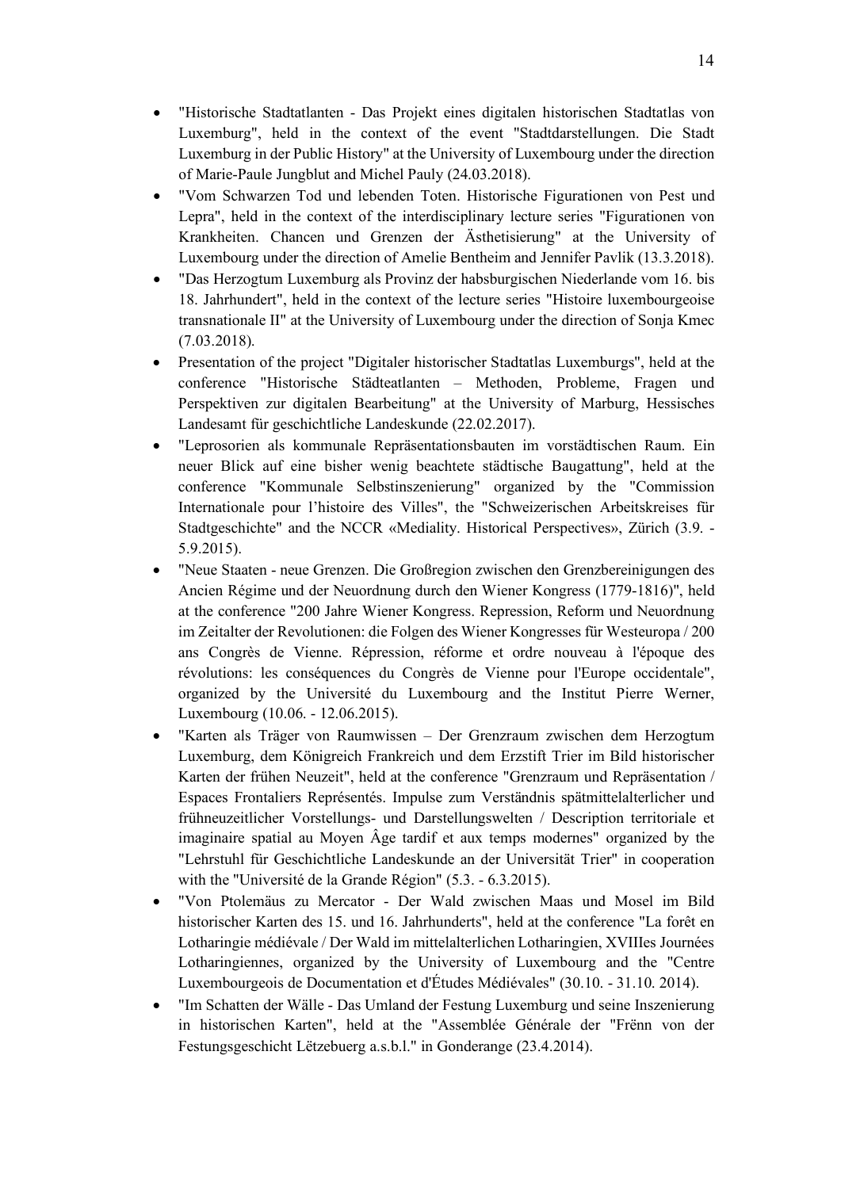- "Historische Stadtatlanten - Das Projekt eines digitalen historischen Stadtatlas von Luxemburg", held in the context of the event "Stadtdarstellungen. Die Stadt Luxemburg in der Public History" at the University of Luxembourg under the direction of Marie-Paule Jungblut and Michel Pauly (24.03.2018).
- "Vom Schwarzen Tod und lebenden Toten. Historische Figurationen von Pest und Lepra", held in the context of the interdisciplinary lecture series "Figurationen von Krankheiten. Chancen und Grenzen der Ästhetisierung" at the University of Luxembourg under the direction of Amelie Bentheim and Jennifer Pavlik (13.3.2018).
- "Das Herzogtum Luxemburg als Provinz der habsburgischen Niederlande vom 16. bis 18. Jahrhundert", held in the context of the lecture series "Histoire luxembourgeoise transnationale II" at the University of Luxembourg under the direction of Sonja Kmec (7.03.2018).
- Presentation of the project "Digitaler historischer Stadtatlas Luxemburgs", held at the conference "Historische Städteatlanten – Methoden, Probleme, Fragen und Perspektiven zur digitalen Bearbeitung" at the University of Marburg, Hessisches Landesamt für geschichtliche Landeskunde (22.02.2017).
- "Leprosorien als kommunale Repräsentationsbauten im vorstädtischen Raum. Ein neuer Blick auf eine bisher wenig beachtete städtische Baugattung", held at the conference "Kommunale Selbstinszenierung" organized by the "Commission Internationale pour l'histoire des Villes", the "Schweizerischen Arbeitskreises für Stadtgeschichte" and the NCCR «Mediality. Historical Perspectives», Zürich (3.9. - 5.9.2015).
- "Neue Staaten - neue Grenzen. Die Großregion zwischen den Grenzbereinigungen des Ancien Régime und der Neuordnung durch den Wiener Kongress (1779-1816)", held at the conference "200 Jahre Wiener Kongress. Repression, Reform und Neuordnung im Zeitalter der Revolutionen: die Folgen des Wiener Kongresses für Westeuropa / 200 ans Congrès de Vienne. Répression, réforme et ordre nouveau à l'époque des révolutions: les conséquences du Congrès de Vienne pour l'Europe occidentale", organized by the Université du Luxembourg and the Institut Pierre Werner, Luxembourg (10.06. - 12.06.2015).
- "Karten als Träger von Raumwissen – Der Grenzraum zwischen dem Herzogtum Luxemburg, dem Königreich Frankreich und dem Erzstift Trier im Bild historischer Karten der frühen Neuzeit", held at the conference "Grenzraum und Repräsentation / Espaces Frontaliers Représentés. Impulse zum Verständnis spätmittelalterlicher und frühneuzeitlicher Vorstellungs- und Darstellungswelten / Description territoriale et imaginaire spatial au Moyen Âge tardif et aux temps modernes" organized by the "Lehrstuhl für Geschichtliche Landeskunde an der Universität Trier" in cooperation with the "Université de la Grande Région" (5.3. - 6.3.2015).
- "Von Ptolemäus zu Mercator - Der Wald zwischen Maas und Mosel im Bild historischer Karten des 15. und 16. Jahrhunderts", held at the conference "La forêt en Lotharingie médiévale / Der Wald im mittelalterlichen Lotharingien, XVIIIes Journées Lotharingiennes, organized by the University of Luxembourg and the "Centre Luxembourgeois de Documentation et d'Études Médiévales" (30.10. - 31.10. 2014).
- "Im Schatten der Wälle - Das Umland der Festung Luxemburg und seine Inszenierung in historischen Karten", held at the "Assemblée Générale der "Frënn von der Festungsgeschicht Lëtzebuerg a.s.b.l." in Gonderange (23.4.2014).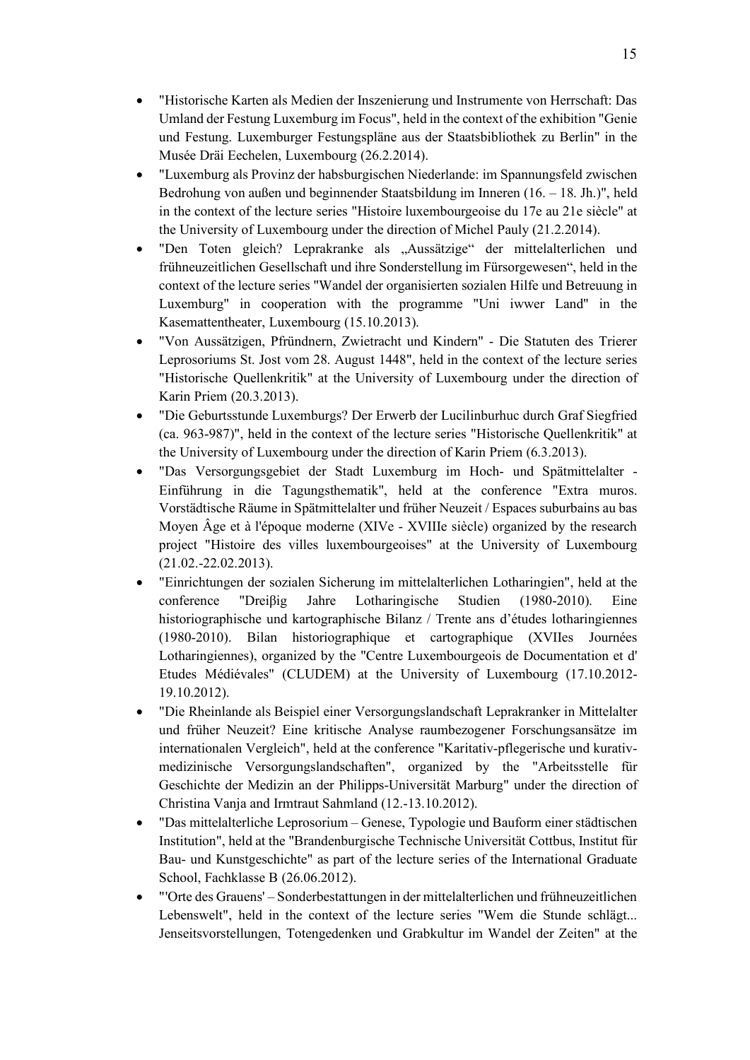- "Historische Karten als Medien der Inszenierung und Instrumente von Herrschaft: Das Umland der Festung Luxemburg im Focus", held in the context of the exhibition "Genie und Festung. Luxemburger Festungspläne aus der Staatsbibliothek zu Berlin" in the Musée Dräi Eechelen, Luxembourg (26.2.2014).
- "Luxemburg als Provinz der habsburgischen Niederlande: im Spannungsfeld zwischen Bedrohung von außen und beginnender Staatsbildung im Inneren (16. – 18. Jh.)", held in the context of the lecture series "Histoire luxembourgeoise du 17e au 21e siècle" at the University of Luxembourg under the direction of Michel Pauly (21.2.2014).
- "Den Toten gleich? Leprakranke als „Aussätzige“ der mittelalterlichen und frühneuzeitlichen Gesellschaft und ihre Sonderstellung im Fürsorgewesen“, held in the context of the lecture series "Wandel der organisierten sozialen Hilfe und Betreuung in Luxemburg" in cooperation with the programme "Uni iwwer Land" in the Kasemattentheater, Luxembourg (15.10.2013).
- "Von Aussätzigen, Pfründnern, Zwietracht und Kindern" - Die Statuten des Trierer Leprosoriums St. Jost vom 28. August 1448", held in the context of the lecture series "Historische Quellenkritik" at the University of Luxembourg under the direction of Karin Priem (20.3.2013).
- "Die Geburtsstunde Luxemburgs? Der Erwerb der Lucilinburhuc durch Graf Siegfried (ca. 963-987)", held in the context of the lecture series "Historische Quellenkritik" at the University of Luxembourg under the direction of Karin Priem (6.3.2013).
- "Das Versorgungsgebiet der Stadt Luxemburg im Hoch- und Spätmittelalter - Einführung in die Tagungsthematik", held at the conference "Extra muros. Vorstädtische Räume in Spätmittelalter und früher Neuzeit / Espaces suburbains au bas Moyen Âge et à l'époque moderne (XIVe - XVIIIe siècle) organized by the research project "Histoire des villes luxembourgeoises" at the University of Luxembourg (21.02.-22.02.2013).
- "Einrichtungen der sozialen Sicherung im mittelalterlichen Lotharingien", held at the conference "Dreiβig Jahre Lotharingische Studien (1980-2010). Eine historiographische und kartographische Bilanz / Trente ans d'études lotharingiennes (1980-2010). Bilan historiographique et cartographique (XVIIes Journées Lotharingiennes), organized by the "Centre Luxembourgeois de Documentation et d' Etudes Médiévales" (CLUDEM) at the University of Luxembourg (17.10.2012-19.10.2012).
- "Die Rheinlande als Beispiel einer Versorgungslandschaft Leprakranker in Mittelalter und früher Neuzeit? Eine kritische Analyse raumbezogener Forschungsansätze im internationalen Vergleich", held at the conference "Karitativ-pflegerische und kurativ-medizinische Versorgungslandschaften", organized by the "Arbeitsstelle für Geschichte der Medizin an der Philipps-Universität Marburg" under the direction of Christina Vanja and Irmtraut Sahmland (12.-13.10.2012).
- "Das mittelalterliche Leprosorium – Genese, Typologie und Bauform einer städtischen Institution", held at the "Brandenburgische Technische Universität Cottbus, Institut für Bau- und Kunstgeschichte" as part of the lecture series of the International Graduate School, Fachklasse B (26.06.2012).
- "'Orte des Grauens' – Sonderbestattungen in der mittelalterlichen und frühneuzeitlichen Lebenswelt", held in the context of the lecture series "Wem die Stunde schlägt... Jenseitsvorstellungen, Totengedenken und Grabkultur im Wandel der Zeiten" at the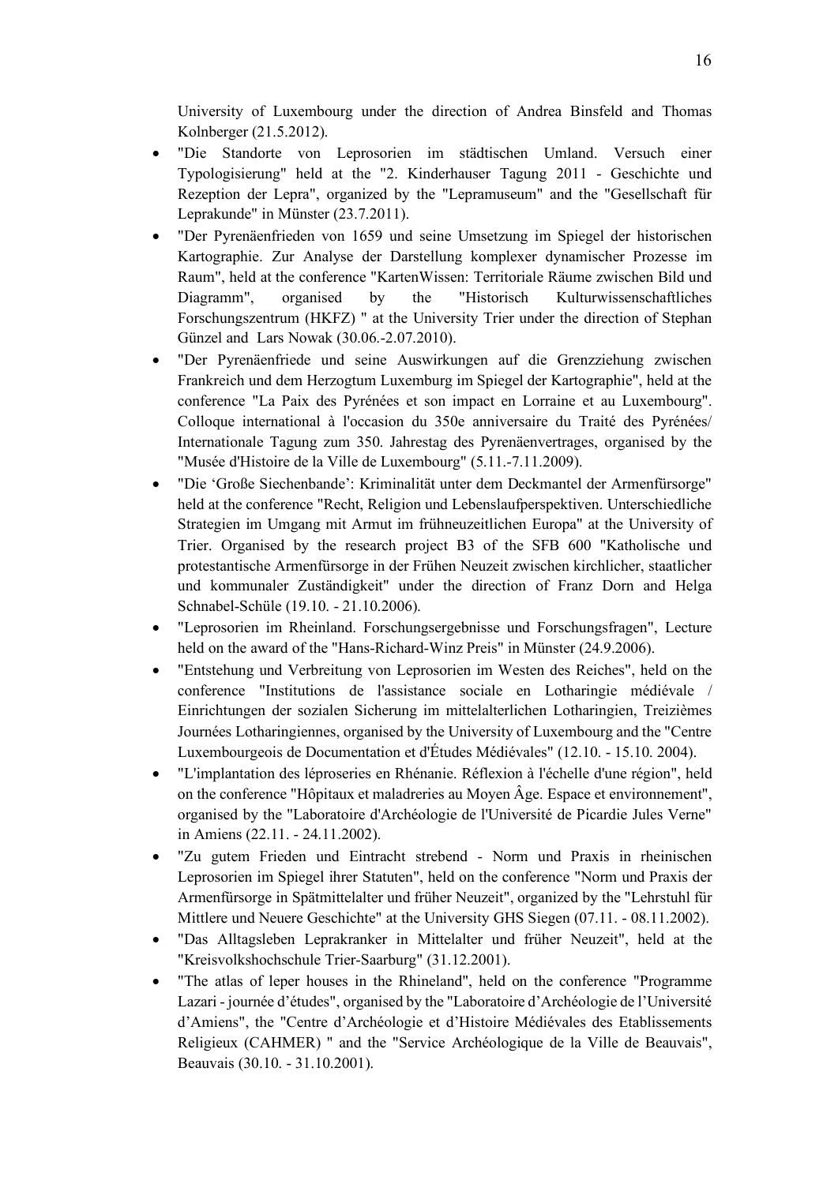University of Luxembourg under the direction of Andrea Binsfeld and Thomas Kolnberger (21.5.2012).

- "Die Standorte von Leprosorien im städtischen Umland. Versuch einer Typologisierung" held at the "2. Kinderhauser Tagung 2011 - Geschichte und Rezeption der Lepra", organized by the "Lepramuseum" and the "Gesellschaft für Leprakunde" in Münster (23.7.2011).
- "Der Pyrenäenfrieden von 1659 und seine Umsetzung im Spiegel der historischen Kartographie. Zur Analyse der Darstellung komplexer dynamischer Prozesse im Raum", held at the conference "KartenWissen: Territoriale Räume zwischen Bild und Diagramm", organised by the "Historisch Kulturwissenschaftliches Forschungszentrum (HKFZ) " at the University Trier under the direction of Stephan Günzel and Lars Nowak (30.06.-2.07.2010).
- "Der Pyrenäenfriede und seine Auswirkungen auf die Grenzziehung zwischen Frankreich und dem Herzogtum Luxemburg im Spiegel der Kartographie", held at the conference "La Paix des Pyrénées et son impact en Lorraine et au Luxembourg". Colloque international à l'occasion du 350e anniversaire du Traité des Pyrénées/ Internationale Tagung zum 350. Jahrestag des Pyrenäenvertrages, organised by the "Musée d'Histoire de la Ville de Luxembourg" (5.11.-7.11.2009).
- "Die 'Große Siechenbande': Kriminalität unter dem Deckmantel der Armenfürsorge" held at the conference "Recht, Religion und Lebenslaufperspektiven. Unterschiedliche Strategien im Umgang mit Armut im frühneuzeitlichen Europa" at the University of Trier. Organised by the research project B3 of the SFB 600 "Katholische und protestantische Armenfürsorge in der Frühen Neuzeit zwischen kirchlicher, staatlicher und kommunaler Zuständigkeit" under the direction of Franz Dorn and Helga Schnabel-Schüle (19.10. - 21.10.2006).
- "Leprosorien im Rheinland. Forschungsergebnisse und Forschungsfragen", Lecture held on the award of the "Hans-Richard-Winz Preis" in Münster (24.9.2006).
- "Entstehung und Verbreitung von Leprosorien im Westen des Reiches", held on the conference "Institutions de l'assistance sociale en Lotharingie médiévale / Einrichtungen der sozialen Sicherung im mittelalterlichen Lotharingien, Treizièmes Journées Lotharingiennes, organised by the University of Luxembourg and the "Centre Luxembourgeois de Documentation et d'Études Médiévales" (12.10. - 15.10. 2004).
- "L'implantation des léproseries en Rhénanie. Réflexion à l'échelle d'une région", held on the conference "Hôpitaux et maladreries au Moyen Âge. Espace et environnement", organised by the "Laboratoire d'Archéologie de l'Université de Picardie Jules Verne" in Amiens (22.11. - 24.11.2002).
- "Zu gutem Frieden und Eintracht strebend - Norm und Praxis in rheinischen Leprosorien im Spiegel ihrer Statuten", held on the conference "Norm und Praxis der Armenfürsorge in Spätmittelalter und früher Neuzeit", organized by the "Lehrstuhl für Mittlere und Neuere Geschichte" at the University GHS Siegen (07.11. - 08.11.2002).
- "Das Alltagsleben Leprakranker in Mittelalter und früher Neuzeit", held at the "Kreisvolkshochschule Trier-Saarburg" (31.12.2001).
- "The atlas of leper houses in the Rhineland", held on the conference "Programme Lazari - journée d'études", organised by the "Laboratoire d'Archéologie de l'Université d'Amiens", the "Centre d'Archéologie et d'Histoire Médiévales des Etablissements Religieux (CAHMER) " and the "Service Archéologique de la Ville de Beauvais", Beauvais (30.10. - 31.10.2001).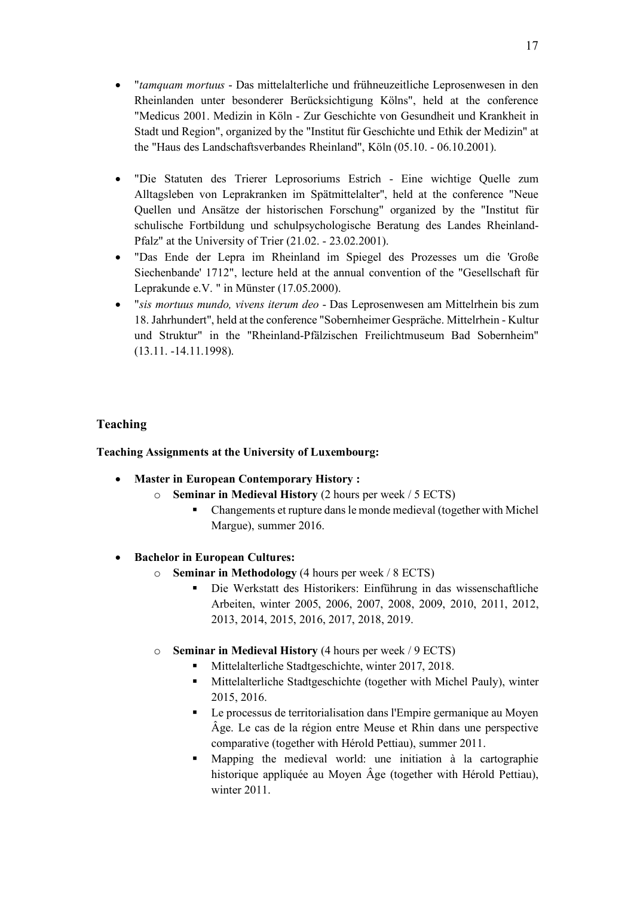- "*tamquam mortuus* - Das mittelalterliche und frühneuzeitliche Leprosenwesen in den Rheinlanden unter besonderer Berücksichtigung Kölns", held at the conference "Medicus 2001. Medizin in Köln - Zur Geschichte von Gesundheit und Krankheit in Stadt und Region", organized by the "Institut für Geschichte und Ethik der Medizin" at the "Haus des Landschaftsverbandes Rheinland", Köln (05.10. - 06.10.2001).

- "Die Statuten des Trierer Leprosoriums Estrich - Eine wichtige Quelle zum Alltagsleben von Leprakranken im Spätmittelalter", held at the conference "Neue Quellen und Ansätze der historischen Forschung" organized by the "Institut für schulische Fortbildung und schulpsychologische Beratung des Landes Rheinland-Pfalz" at the University of Trier (21.02. - 23.02.2001).
- "Das Ende der Lepra im Rheinland im Spiegel des Prozesses um die 'Große Siechenbande' 1712", lecture held at the annual convention of the "Gesellschaft für Leprakunde e.V. " in Münster (17.05.2000).
- "*sis mortuus mundo, vivens iterum deo* - Das Leprosenwesen am Mittelrhein bis zum 18. Jahrhundert", held at the conference "Sobernheimer Gespräche. Mittelrhein - Kultur und Struktur" in the "Rheinland-Pfälzischen Freilichtmuseum Bad Sobernheim" (13.11. -14.11.1998).

## Teaching

**Teaching Assignments at the University of Luxembourg:**

- **Master in European Contemporary History :**
  - **Seminar in Medieval History** (2 hours per week / 5 ECTS)
    - Changements et rupture dans le monde medieval (together with Michel Margue), summer 2016.

- **Bachelor in European Cultures:**
  - **Seminar in Methodology** (4 hours per week / 8 ECTS)
    - Die Werkstatt des Historikers: Einführung in das wissenschaftliche Arbeiten, winter 2005, 2006, 2007, 2008, 2009, 2010, 2011, 2012, 2013, 2014, 2015, 2016, 2017, 2018, 2019.

  - **Seminar in Medieval History** (4 hours per week / 9 ECTS)
    - Mittelalterliche Stadtgeschichte, winter 2017, 2018.
    - Mittelalterliche Stadtgeschichte (together with Michel Pauly), winter 2015, 2016.
    - Le processus de territorialisation dans l'Empire germanique au Moyen Âge. Le cas de la région entre Meuse et Rhin dans une perspective comparative (together with Hérold Pettiau), summer 2011.
    - Mapping the medieval world: une initiation à la cartographie historique appliquée au Moyen Âge (together with Hérold Pettiau), winter 2011.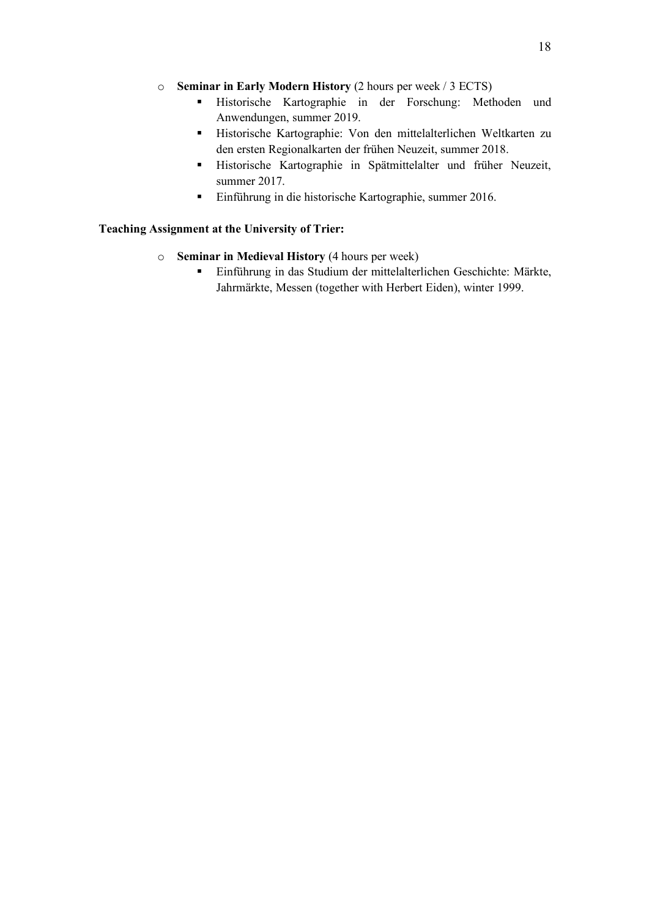- **Seminar in Early Modern History** (2 hours per week / 3 ECTS)
  - Historische Kartographie in der Forschung: Methoden und Anwendungen, summer 2019.
  - Historische Kartographie: Von den mittelalterlichen Weltkarten zu den ersten Regionalkarten der frühen Neuzeit, summer 2018.
  - Historische Kartographie in Spätmittelalter und früher Neuzeit, summer 2017.
  - Einführung in die historische Kartographie, summer 2016.

**Teaching Assignment at the University of Trier:**

- **Seminar in Medieval History** (4 hours per week)
  - Einführung in das Studium der mittelalterlichen Geschichte: Märkte, Jahrmärkte, Messen (together with Herbert Eiden), winter 1999.